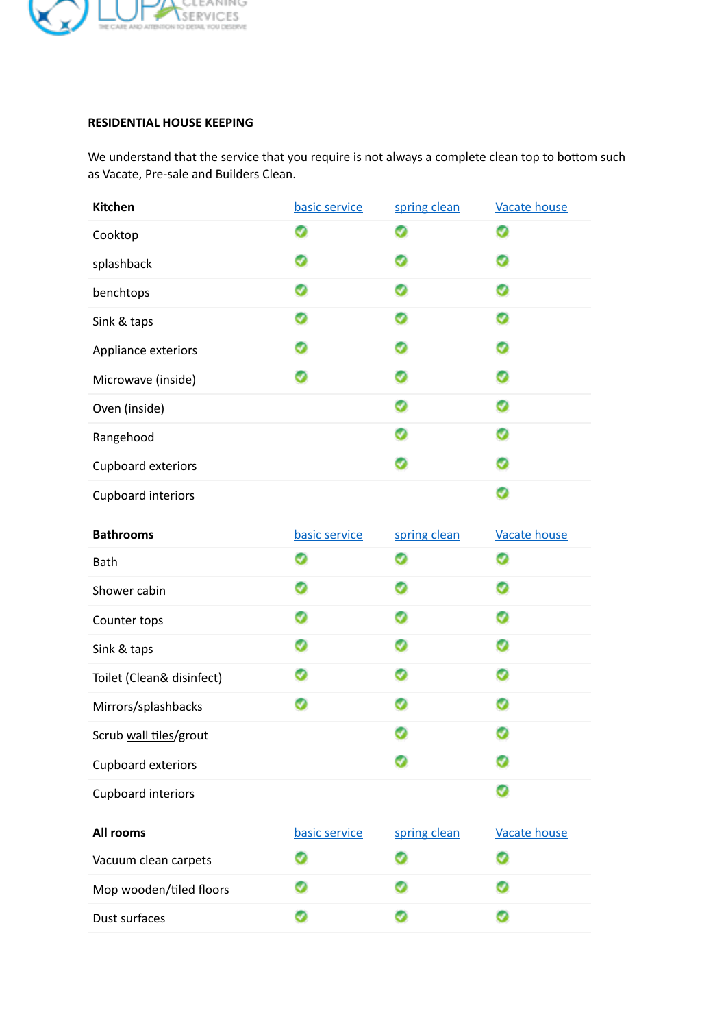**RESIDENTIAL HOUSE KEEPING**

We understand that the service that you require is not always a complete clean top to bottom such as Vacate, Pre-sale and Builders Clean.

| Kitchen | basic service | spring clean | Vacate house |
|---|---|---|---|
| Cooktop | ✓ | ✓ | ✓ |
| splashback | ✓ | ✓ | ✓ |
| benchtops | ✓ | ✓ | ✓ |
| Sink & taps | ✓ | ✓ | ✓ |
| Appliance exteriors | ✓ | ✓ | ✓ |
| Microwave (inside) | ✓ | ✓ | ✓ |
| Oven (inside) | | ✓ | ✓ |
| Rangehood | | ✓ | ✓ |
| Cupboard exteriors | | ✓ | ✓ |
| Cupboard interiors | | | ✓ |

| Bathrooms | basic service | spring clean | Vacate house |
|---|---|---|---|
| Bath | ✓ | ✓ | ✓ |
| Shower cabin | ✓ | ✓ | ✓ |
| Counter tops | ✓ | ✓ | ✓ |
| Sink & taps | ✓ | ✓ | ✓ |
| Toilet (Clean& disinfect) | ✓ | ✓ | ✓ |
| Mirrors/splashbacks | ✓ | ✓ | ✓ |
| Scrub wall tiles/grout | | ✓ | ✓ |
| Cupboard exteriors | | ✓ | ✓ |
| Cupboard interiors | | | ✓ |

| All rooms | basic service | spring clean | Vacate house |
|---|---|---|---|
| Vacuum clean carpets | ✓ | ✓ | ✓ |
| Mop wooden/tiled floors | ✓ | ✓ | ✓ |
| Dust surfaces | ✓ | ✓ | ✓ |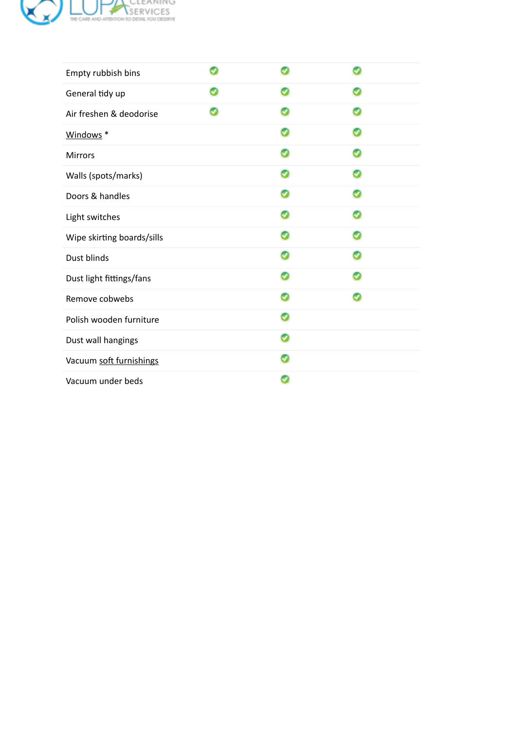| | | | |
|---|---|---|---|
| Empty rubbish bins | ✓ | ✓ | ✓ |
| General tidy up | ✓ | ✓ | ✓ |
| Air freshen & deodorise | ✓ | ✓ | ✓ |
| Windows * | | ✓ | ✓ |
| Mirrors | | ✓ | ✓ |
| Walls (spots/marks) | | ✓ | ✓ |
| Doors & handles | | ✓ | ✓ |
| Light switches | | ✓ | ✓ |
| Wipe skirting boards/sills | | ✓ | ✓ |
| Dust blinds | | ✓ | ✓ |
| Dust light fittings/fans | | ✓ | ✓ |
| Remove cobwebs | | ✓ | ✓ |
| Polish wooden furniture | | ✓ | |
| Dust wall hangings | | ✓ | |
| Vacuum soft furnishings | | ✓ | |
| Vacuum under beds | | ✓ | |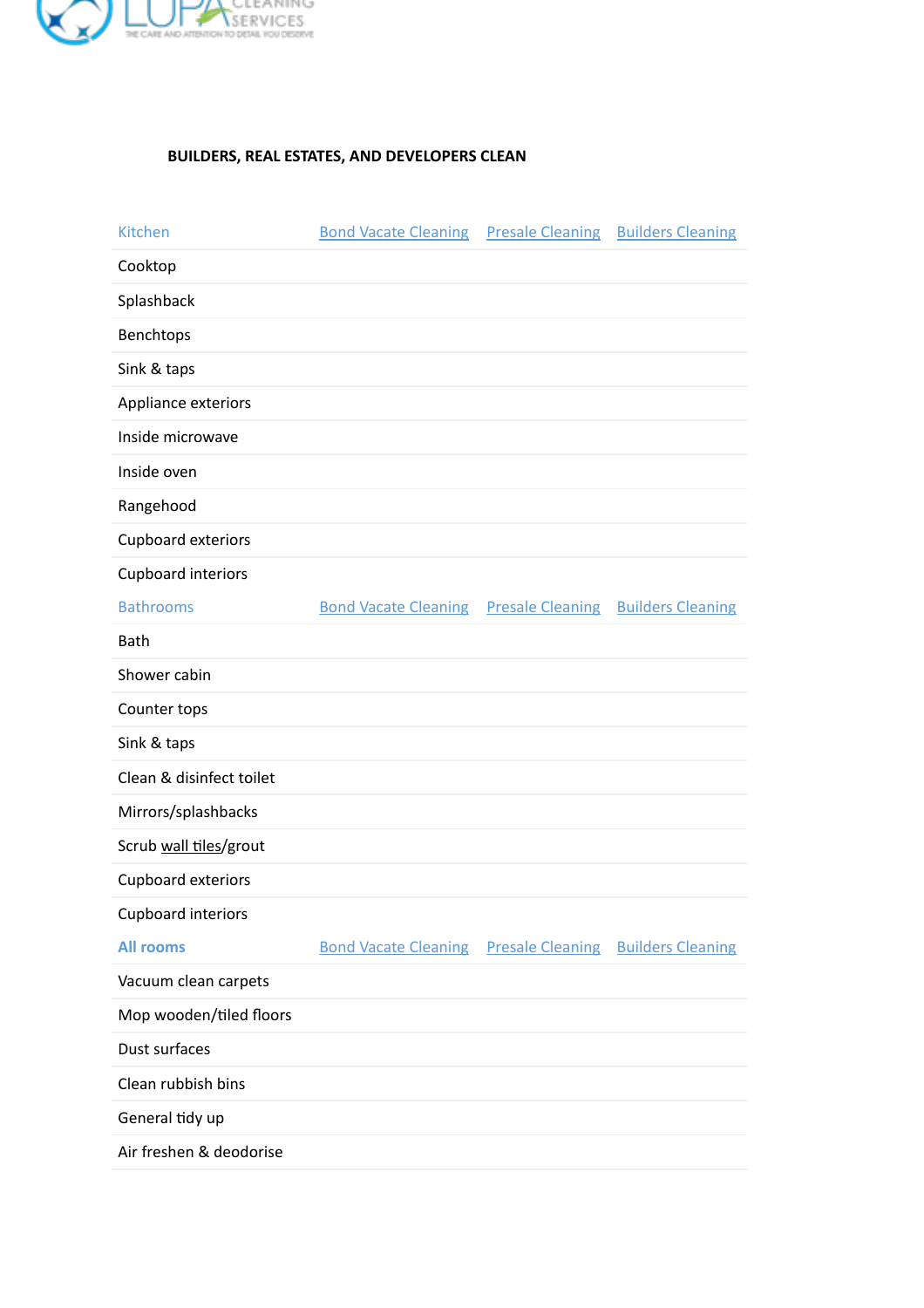**BUILDERS, REAL ESTATES, AND DEVELOPERS CLEAN**

| Kitchen | Bond Vacate Cleaning | Presale Cleaning | Builders Cleaning |
|---|---|---|---|
| Cooktop | | | |
| Splashback | | | |
| Benchtops | | | |
| Sink & taps | | | |
| Appliance exteriors | | | |
| Inside microwave | | | |
| Inside oven | | | |
| Rangehood | | | |
| Cupboard exteriors | | | |
| Cupboard interiors | | | |
| Bathrooms | Bond Vacate Cleaning | Presale Cleaning | Builders Cleaning |
| Bath | | | |
| Shower cabin | | | |
| Counter tops | | | |
| Sink & taps | | | |
| Clean & disinfect toilet | | | |
| Mirrors/splashbacks | | | |
| Scrub wall tiles/grout | | | |
| Cupboard exteriors | | | |
| Cupboard interiors | | | |
| **All rooms** | Bond Vacate Cleaning | Presale Cleaning | Builders Cleaning |
| Vacuum clean carpets | | | |
| Mop wooden/tiled floors | | | |
| Dust surfaces | | | |
| Clean rubbish bins | | | |
| General tidy up | | | |
| Air freshen & deodorise | | | |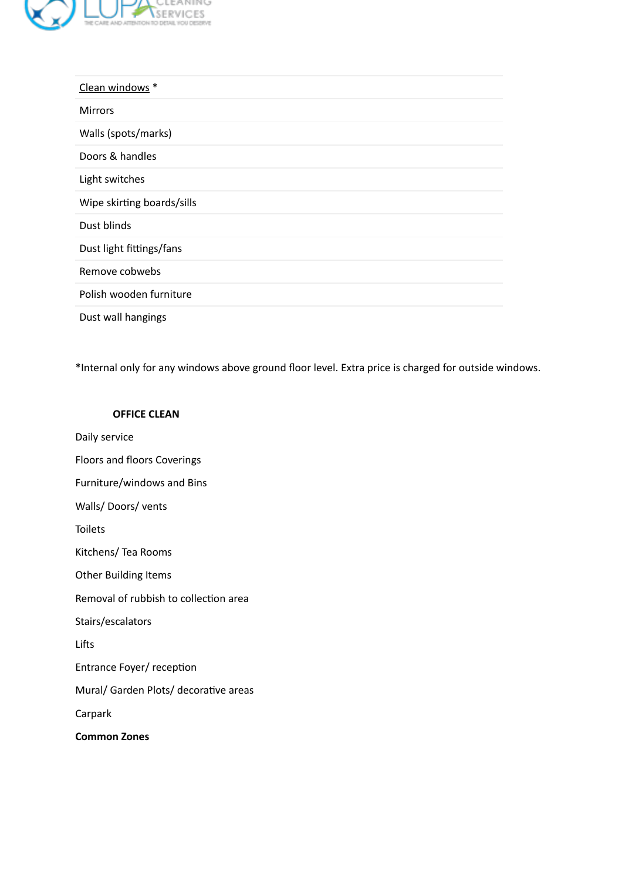| |
|---|
| Clean windows * |
| Mirrors |
| Walls (spots/marks) |
| Doors & handles |
| Light switches |
| Wipe skirting boards/sills |
| Dust blinds |
| Dust light fittings/fans |
| Remove cobwebs |
| Polish wooden furniture |
| Dust wall hangings |

*Internal only for any windows above ground floor level. Extra price is charged for outside windows.

**OFFICE CLEAN**

Daily service

Floors and floors Coverings

Furniture/windows and Bins

Walls/ Doors/ vents

Toilets

Kitchens/ Tea Rooms

Other Building Items

Removal of rubbish to collection area

Stairs/escalators

Lifts

Entrance Foyer/ reception

Mural/ Garden Plots/ decorative areas

Carpark

**Common Zones**